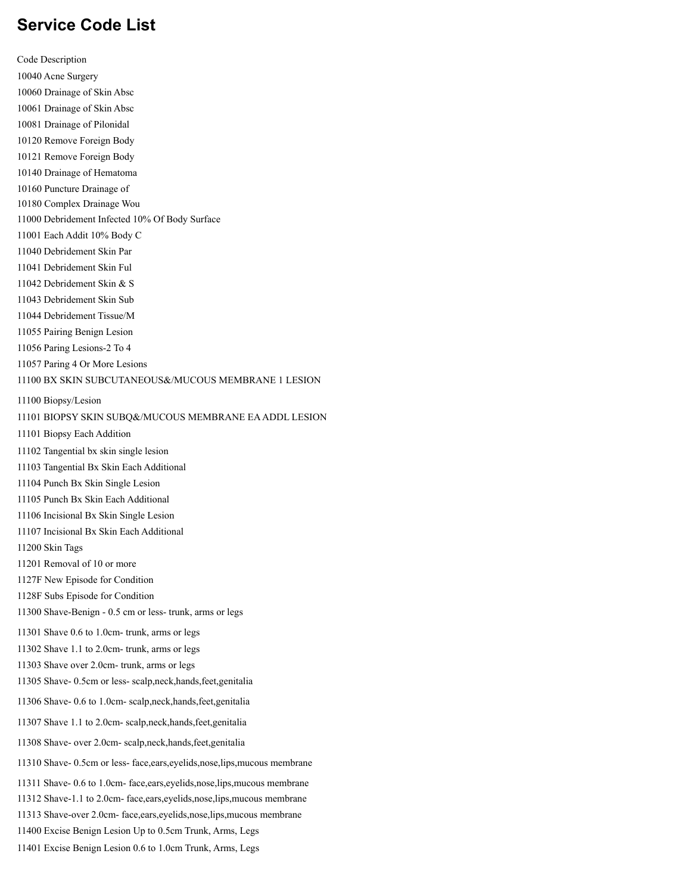# Service Code List

Code Description

10040 Acne Surgery

10060 Drainage of Skin Absc

10061 Drainage of Skin Absc

10081 Drainage of Pilonidal

10120 Remove Foreign Body

10121 Remove Foreign Body

10140 Drainage of Hematoma

10160 Puncture Drainage of

10180 Complex Drainage Wou

11000 Debridement Infected 10% Of Body Surface

11001 Each Addit 10% Body C

11040 Debridement Skin Par

11041 Debridement Skin Ful

11042 Debridement Skin & S

11043 Debridement Skin Sub

11044 Debridement Tissue/M

11055 Pairing Benign Lesion

11056 Paring Lesions-2 To 4

11057 Paring 4 Or More Lesions

11100 BX SKIN SUBCUTANEOUS&/MUCOUS MEMBRANE 1 LESION

11100 Biopsy/Lesion

11101 BIOPSY SKIN SUBQ&/MUCOUS MEMBRANE EA ADDL LESION

11101 Biopsy Each Addition

11102 Tangential bx skin single lesion

11103 Tangential Bx Skin Each Additional

11104 Punch Bx Skin Single Lesion

11105 Punch Bx Skin Each Additional

11106 Incisional Bx Skin Single Lesion

11107 Incisional Bx Skin Each Additional

11200 Skin Tags

11201 Removal of 10 or more

1127F New Episode for Condition

1128F Subs Episode for Condition

11300 Shave-Benign - 0.5 cm or less- trunk, arms or legs

11301 Shave 0.6 to 1.0cm- trunk, arms or legs

11302 Shave 1.1 to 2.0cm- trunk, arms or legs

11303 Shave over 2.0cm- trunk, arms or legs

11305 Shave- 0.5cm or less- scalp,neck,hands,feet,genitalia

11306 Shave- 0.6 to 1.0cm- scalp,neck,hands,feet,genitalia

11307 Shave 1.1 to 2.0cm- scalp,neck,hands,feet,genitalia

11308 Shave- over 2.0cm- scalp,neck,hands,feet,genitalia

11310 Shave- 0.5cm or less- face,ears,eyelids,nose,lips,mucous membrane

11311 Shave- 0.6 to 1.0cm- face,ears,eyelids,nose,lips,mucous membrane

11312 Shave-1.1 to 2.0cm- face,ears,eyelids,nose,lips,mucous membrane

11313 Shave-over 2.0cm- face,ears,eyelids,nose,lips,mucous membrane

11400 Excise Benign Lesion Up to 0.5cm Trunk, Arms, Legs

11401 Excise Benign Lesion 0.6 to 1.0cm Trunk, Arms, Legs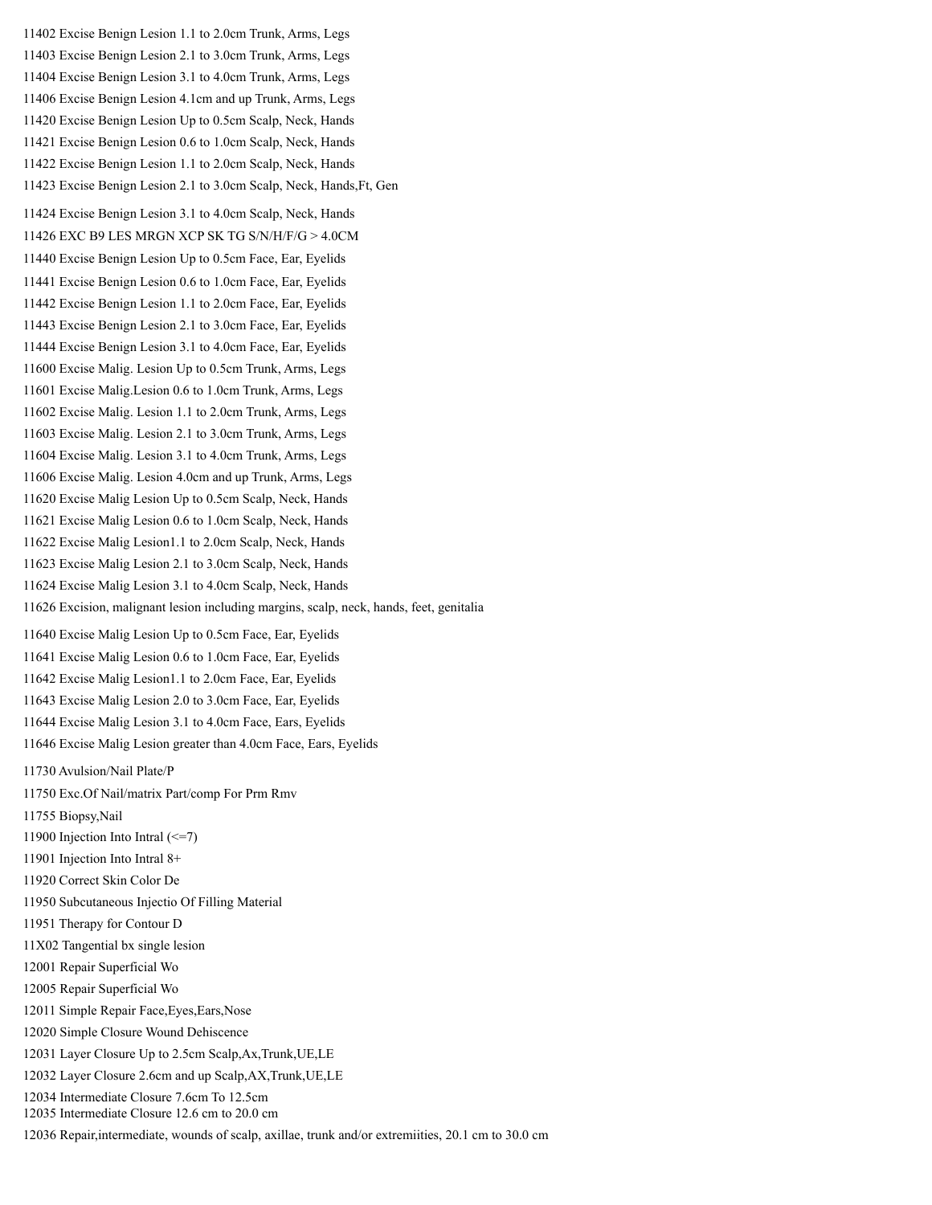11402 Excise Benign Lesion 1.1 to 2.0cm Trunk, Arms, Legs

11403 Excise Benign Lesion 2.1 to 3.0cm Trunk, Arms, Legs

11404 Excise Benign Lesion 3.1 to 4.0cm Trunk, Arms, Legs

11406 Excise Benign Lesion 4.1cm and up Trunk, Arms, Legs

11420 Excise Benign Lesion Up to 0.5cm Scalp, Neck, Hands

11421 Excise Benign Lesion 0.6 to 1.0cm Scalp, Neck, Hands

11422 Excise Benign Lesion 1.1 to 2.0cm Scalp, Neck, Hands

11423 Excise Benign Lesion 2.1 to 3.0cm Scalp, Neck, Hands,Ft, Gen

11424 Excise Benign Lesion 3.1 to 4.0cm Scalp, Neck, Hands

11426 EXC B9 LES MRGN XCP SK TG S/N/H/F/G > 4.0CM

11440 Excise Benign Lesion Up to 0.5cm Face, Ear, Eyelids

11441 Excise Benign Lesion 0.6 to 1.0cm Face, Ear, Eyelids

11442 Excise Benign Lesion 1.1 to 2.0cm Face, Ear, Eyelids

11443 Excise Benign Lesion 2.1 to 3.0cm Face, Ear, Eyelids

11444 Excise Benign Lesion 3.1 to 4.0cm Face, Ear, Eyelids

11600 Excise Malig. Lesion Up to 0.5cm Trunk, Arms, Legs

11601 Excise Malig.Lesion 0.6 to 1.0cm Trunk, Arms, Legs

11602 Excise Malig. Lesion 1.1 to 2.0cm Trunk, Arms, Legs

11603 Excise Malig. Lesion 2.1 to 3.0cm Trunk, Arms, Legs

11604 Excise Malig. Lesion 3.1 to 4.0cm Trunk, Arms, Legs

11606 Excise Malig. Lesion 4.0cm and up Trunk, Arms, Legs

11620 Excise Malig Lesion Up to 0.5cm Scalp, Neck, Hands

11621 Excise Malig Lesion 0.6 to 1.0cm Scalp, Neck, Hands

11622 Excise Malig Lesion1.1 to 2.0cm Scalp, Neck, Hands

11623 Excise Malig Lesion 2.1 to 3.0cm Scalp, Neck, Hands

11624 Excise Malig Lesion 3.1 to 4.0cm Scalp, Neck, Hands

11626 Excision, malignant lesion including margins, scalp, neck, hands, feet, genitalia

11640 Excise Malig Lesion Up to 0.5cm Face, Ear, Eyelids

11641 Excise Malig Lesion 0.6 to 1.0cm Face, Ear, Eyelids

11642 Excise Malig Lesion1.1 to 2.0cm Face, Ear, Eyelids

11643 Excise Malig Lesion 2.0 to 3.0cm Face, Ear, Eyelids

11644 Excise Malig Lesion 3.1 to 4.0cm Face, Ears, Eyelids

11646 Excise Malig Lesion greater than 4.0cm Face, Ears, Eyelids

11730 Avulsion/Nail Plate/P

11750 Exc.Of Nail/matrix Part/comp For Prm Rmv

11755 Biopsy,Nail

11900 Injection Into Intral (<=7)

11901 Injection Into Intral 8+

11920 Correct Skin Color De

11950 Subcutaneous Injectio Of Filling Material

11951 Therapy for Contour D

11X02 Tangential bx single lesion

12001 Repair Superficial Wo

12005 Repair Superficial Wo

12011 Simple Repair Face,Eyes,Ears,Nose

12020 Simple Closure Wound Dehiscence

12031 Layer Closure Up to 2.5cm Scalp,Ax,Trunk,UE,LE

12032 Layer Closure 2.6cm and up Scalp,AX,Trunk,UE,LE

12034 Intermediate Closure 7.6cm To 12.5cm

12035 Intermediate Closure 12.6 cm to 20.0 cm

12036 Repair,intermediate, wounds of scalp, axillae, trunk and/or extremiities, 20.1 cm to 30.0 cm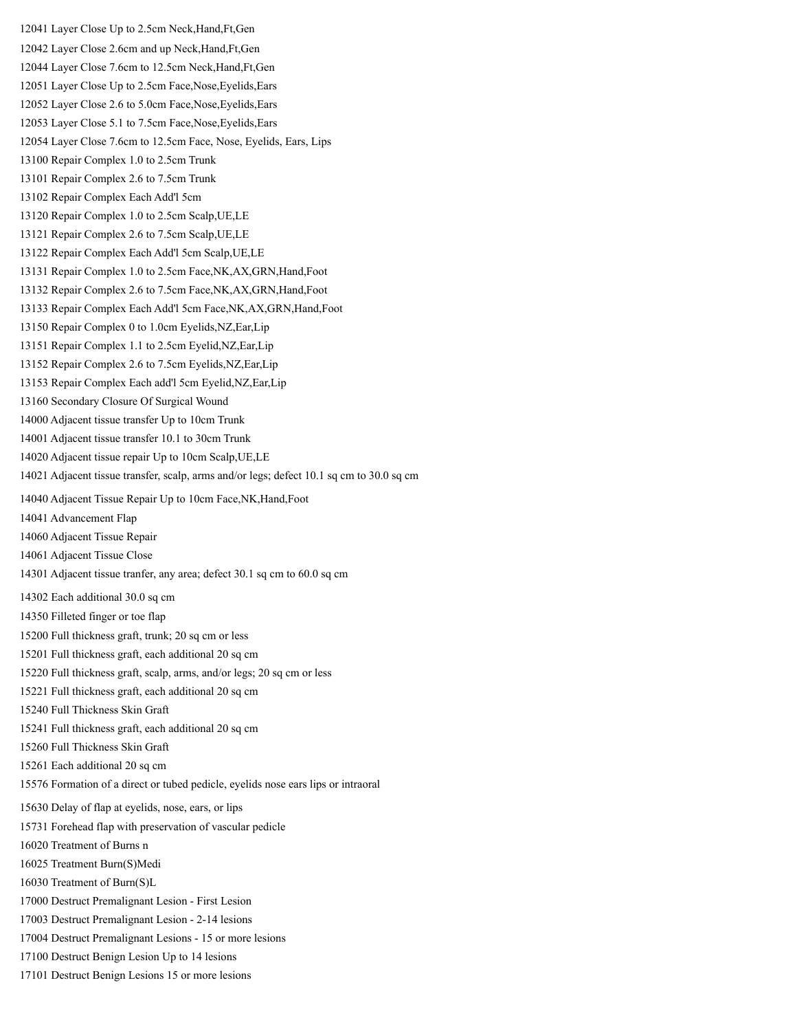12041 Layer Close Up to 2.5cm Neck,Hand,Ft,Gen

12042 Layer Close 2.6cm and up Neck,Hand,Ft,Gen

12044 Layer Close 7.6cm to 12.5cm Neck,Hand,Ft,Gen

12051 Layer Close Up to 2.5cm Face,Nose,Eyelids,Ears

12052 Layer Close 2.6 to 5.0cm Face,Nose,Eyelids,Ears

12053 Layer Close 5.1 to 7.5cm Face,Nose,Eyelids,Ears

12054 Layer Close 7.6cm to 12.5cm Face, Nose, Eyelids, Ears, Lips

13100 Repair Complex 1.0 to 2.5cm Trunk

13101 Repair Complex 2.6 to 7.5cm Trunk

13102 Repair Complex Each Add'l 5cm

13120 Repair Complex 1.0 to 2.5cm Scalp,UE,LE

13121 Repair Complex 2.6 to 7.5cm Scalp,UE,LE

13122 Repair Complex Each Add'l 5cm Scalp,UE,LE

13131 Repair Complex 1.0 to 2.5cm Face,NK,AX,GRN,Hand,Foot

13132 Repair Complex 2.6 to 7.5cm Face,NK,AX,GRN,Hand,Foot

13133 Repair Complex Each Add'l 5cm Face,NK,AX,GRN,Hand,Foot

13150 Repair Complex 0 to 1.0cm Eyelids,NZ,Ear,Lip

13151 Repair Complex 1.1 to 2.5cm Eyelid,NZ,Ear,Lip

13152 Repair Complex 2.6 to 7.5cm Eyelids,NZ,Ear,Lip

13153 Repair Complex Each add'l 5cm Eyelid,NZ,Ear,Lip

13160 Secondary Closure Of Surgical Wound

14000 Adjacent tissue transfer Up to 10cm Trunk

14001 Adjacent tissue transfer 10.1 to 30cm Trunk

14020 Adjacent tissue repair Up to 10cm Scalp,UE,LE

14021 Adjacent tissue transfer, scalp, arms and/or legs; defect 10.1 sq cm to 30.0 sq cm

14040 Adjacent Tissue Repair Up to 10cm Face,NK,Hand,Foot

14041 Advancement Flap

14060 Adjacent Tissue Repair

14061 Adjacent Tissue Close

14301 Adjacent tissue tranfer, any area; defect 30.1 sq cm to 60.0 sq cm

14302 Each additional 30.0 sq cm

14350 Filleted finger or toe flap

15200 Full thickness graft, trunk; 20 sq cm or less

15201 Full thickness graft, each additional 20 sq cm

15220 Full thickness graft, scalp, arms, and/or legs; 20 sq cm or less

15221 Full thickness graft, each additional 20 sq cm

15240 Full Thickness Skin Graft

15241 Full thickness graft, each additional 20 sq cm

15260 Full Thickness Skin Graft

15261 Each additional 20 sq cm

15576 Formation of a direct or tubed pedicle, eyelids nose ears lips or intraoral

15630 Delay of flap at eyelids, nose, ears, or lips

15731 Forehead flap with preservation of vascular pedicle

16020 Treatment of Burns n

16025 Treatment Burn(S)Medi

16030 Treatment of Burn(S)L

17000 Destruct Premalignant Lesion - First Lesion

17003 Destruct Premalignant Lesion - 2-14 lesions

17004 Destruct Premalignant Lesions - 15 or more lesions

17100 Destruct Benign Lesion Up to 14 lesions

17101 Destruct Benign Lesions 15 or more lesions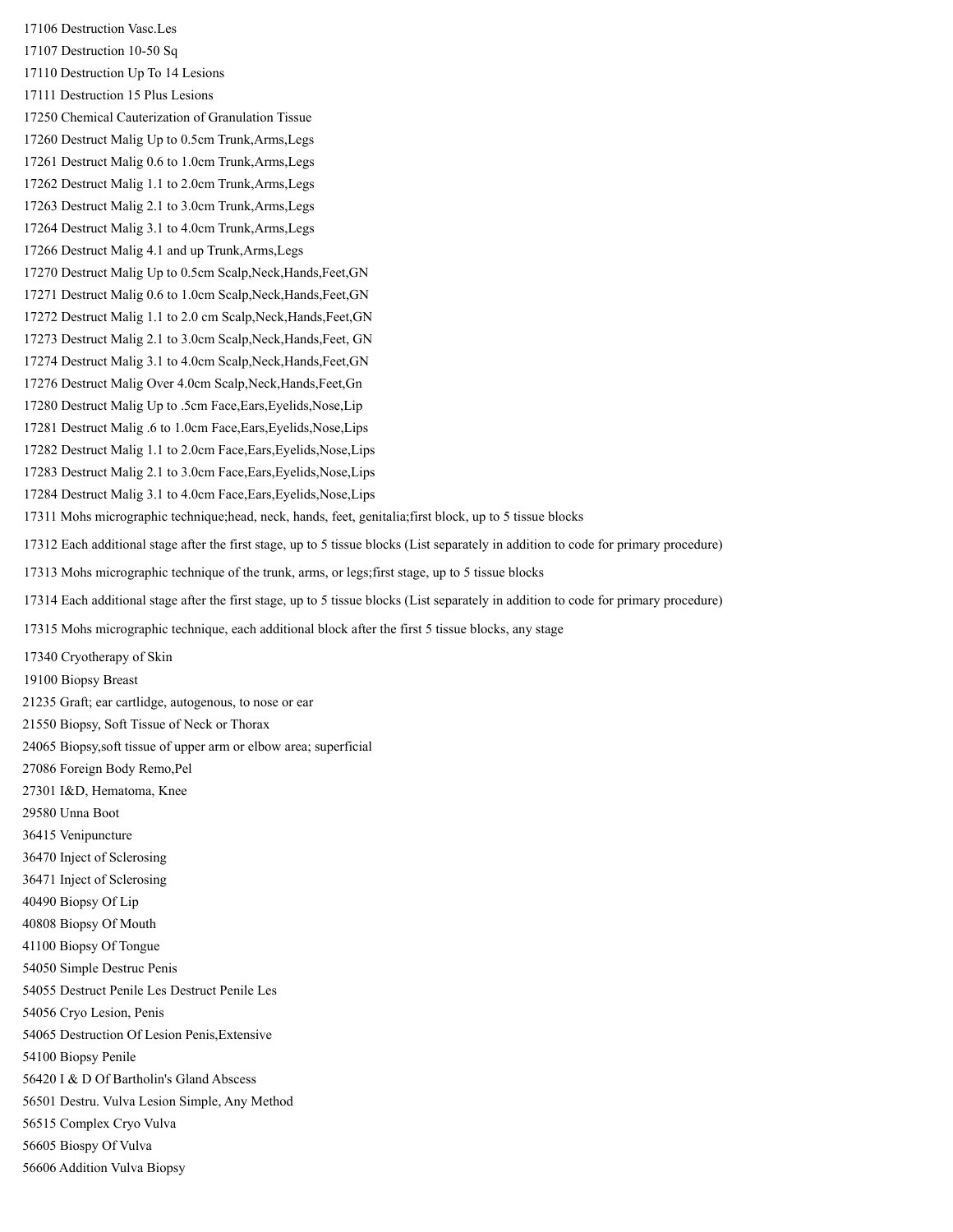17106 Destruction Vasc.Les

17107 Destruction 10-50 Sq

17110 Destruction Up To 14 Lesions

17111 Destruction 15 Plus Lesions

17250 Chemical Cauterization of Granulation Tissue

17260 Destruct Malig Up to 0.5cm Trunk,Arms,Legs

17261 Destruct Malig 0.6 to 1.0cm Trunk,Arms,Legs

17262 Destruct Malig 1.1 to 2.0cm Trunk,Arms,Legs

17263 Destruct Malig 2.1 to 3.0cm Trunk,Arms,Legs

17264 Destruct Malig 3.1 to 4.0cm Trunk,Arms,Legs

17266 Destruct Malig 4.1 and up Trunk,Arms,Legs

17270 Destruct Malig Up to 0.5cm Scalp,Neck,Hands,Feet,GN

17271 Destruct Malig 0.6 to 1.0cm Scalp,Neck,Hands,Feet,GN

17272 Destruct Malig 1.1 to 2.0 cm Scalp,Neck,Hands,Feet,GN

17273 Destruct Malig 2.1 to 3.0cm Scalp,Neck,Hands,Feet, GN

17274 Destruct Malig 3.1 to 4.0cm Scalp,Neck,Hands,Feet,GN

17276 Destruct Malig Over 4.0cm Scalp,Neck,Hands,Feet,Gn

17280 Destruct Malig Up to .5cm Face,Ears,Eyelids,Nose,Lip

17281 Destruct Malig .6 to 1.0cm Face,Ears,Eyelids,Nose,Lips

17282 Destruct Malig 1.1 to 2.0cm Face,Ears,Eyelids,Nose,Lips

17283 Destruct Malig 2.1 to 3.0cm Face,Ears,Eyelids,Nose,Lips

17284 Destruct Malig 3.1 to 4.0cm Face,Ears,Eyelids,Nose,Lips

17311 Mohs micrographic technique;head, neck, hands, feet, genitalia;first block, up to 5 tissue blocks

17312 Each additional stage after the first stage, up to 5 tissue blocks (List separately in addition to code for primary procedure)

17313 Mohs micrographic technique of the trunk, arms, or legs;first stage, up to 5 tissue blocks

17314 Each additional stage after the first stage, up to 5 tissue blocks (List separately in addition to code for primary procedure)

17315 Mohs micrographic technique, each additional block after the first 5 tissue blocks, any stage

17340 Cryotherapy of Skin

19100 Biopsy Breast

21235 Graft; ear cartlidge, autogenous, to nose or ear

21550 Biopsy, Soft Tissue of Neck or Thorax

24065 Biopsy,soft tissue of upper arm or elbow area; superficial

27086 Foreign Body Remo,Pel

27301 I&D, Hematoma, Knee

29580 Unna Boot

36415 Venipuncture

36470 Inject of Sclerosing

36471 Inject of Sclerosing

40490 Biopsy Of Lip

40808 Biopsy Of Mouth

41100 Biopsy Of Tongue

54050 Simple Destruc Penis

54055 Destruct Penile Les Destruct Penile Les

54056 Cryo Lesion, Penis

54065 Destruction Of Lesion Penis,Extensive

54100 Biopsy Penile

56420 I & D Of Bartholin's Gland Abscess

56501 Destru. Vulva Lesion Simple, Any Method

56515 Complex Cryo Vulva

56605 Biospy Of Vulva

56606 Addition Vulva Biopsy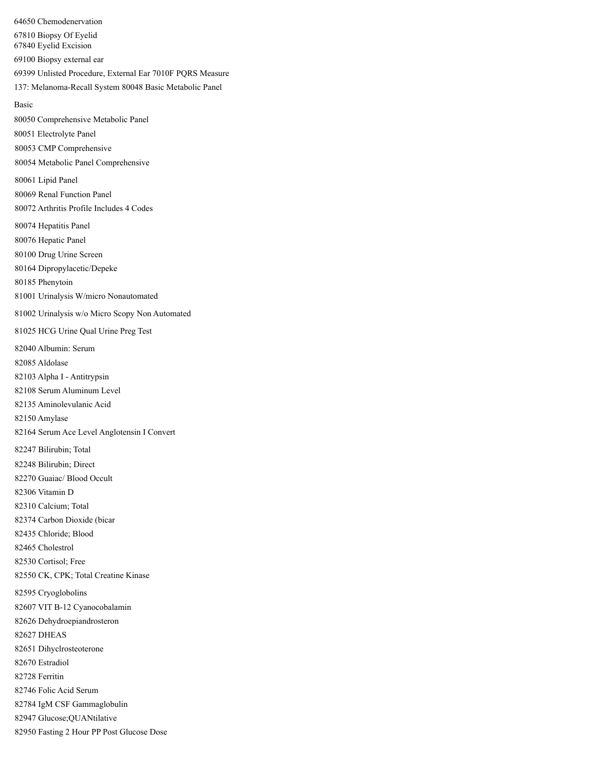64650 Chemodenervation

67810 Biopsy Of Eyelid
67840 Eyelid Excision

69100 Biopsy external ear

69399 Unlisted Procedure, External Ear 7010F PQRS Measure

137: Melanoma-Recall System 80048 Basic Metabolic Panel

Basic

80050 Comprehensive Metabolic Panel

80051 Electrolyte Panel

80053 CMP Comprehensive

80054 Metabolic Panel Comprehensive

80061 Lipid Panel

80069 Renal Function Panel

80072 Arthritis Profile Includes 4 Codes

80074 Hepatitis Panel

80076 Hepatic Panel

80100 Drug Urine Screen

80164 Dipropylacetic/Depeke

80185 Phenytoin

81001 Urinalysis W/micro Nonautomated

81002 Urinalysis w/o Micro Scopy Non Automated

81025 HCG Urine Qual Urine Preg Test

82040 Albumin: Serum

82085 Aldolase

82103 Alpha I - Antitrypsin

82108 Serum Aluminum Level

82135 Aminolevulanic Acid

82150 Amylase

82164 Serum Ace Level Anglotensin I Convert

82247 Bilirubin; Total

82248 Bilirubin; Direct

82270 Guaiac/ Blood Occult

82306 Vitamin D

82310 Calcium; Total

82374 Carbon Dioxide (bicar

82435 Chloride; Blood

82465 Cholestrol

82530 Cortisol; Free

82550 CK, CPK; Total Creatine Kinase

82595 Cryoglobolins

82607 VIT B-12 Cyanocobalamin

82626 Dehydroepiandrosteron

82627 DHEAS

82651 Dihyclrosteoterone

82670 Estradiol

82728 Ferritin

82746 Folic Acid Serum

82784 IgM CSF Gammaglobulin

82947 Glucose;QUANtilative

82950 Fasting 2 Hour PP Post Glucose Dose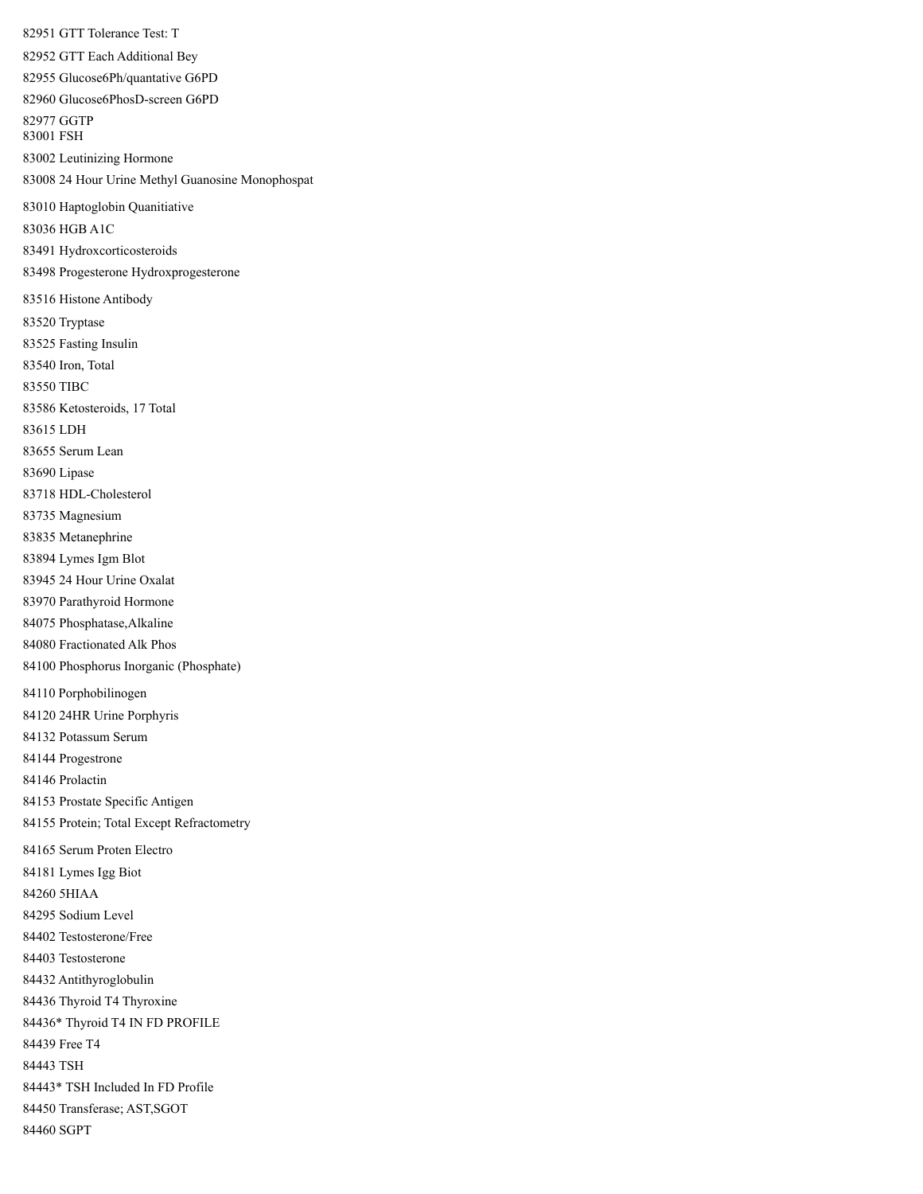82951 GTT Tolerance Test: T

82952 GTT Each Additional Bey

82955 Glucose6Ph/quantative G6PD

82960 Glucose6PhosD-screen G6PD

82977 GGTP

83001 FSH

83002 Leutinizing Hormone

83008 24 Hour Urine Methyl Guanosine Monophospat

83010 Haptoglobin Quanitiative

83036 HGB A1C

83491 Hydroxcorticosteroids

83498 Progesterone Hydroxprogesterone

83516 Histone Antibody

83520 Tryptase

83525 Fasting Insulin

83540 Iron, Total

83550 TIBC

83586 Ketosteroids, 17 Total

83615 LDH

83655 Serum Lean

83690 Lipase

83718 HDL-Cholesterol

83735 Magnesium

83835 Metanephrine

83894 Lymes Igm Blot

83945 24 Hour Urine Oxalat

83970 Parathyroid Hormone

84075 Phosphatase,Alkaline

84080 Fractionated Alk Phos

84100 Phosphorus Inorganic (Phosphate)

84110 Porphobilinogen

84120 24HR Urine Porphyris

84132 Potassum Serum

84144 Progestrone

84146 Prolactin

84153 Prostate Specific Antigen

84155 Protein; Total Except Refractometry

84165 Serum Proten Electro

84181 Lymes Igg Biot

84260 5HIAA

84295 Sodium Level

84402 Testosterone/Free

84403 Testosterone

84432 Antithyroglobulin

84436 Thyroid T4 Thyroxine

84436* Thyroid T4 IN FD PROFILE

84439 Free T4

84443 TSH

84443* TSH Included In FD Profile

84450 Transferase; AST,SGOT

84460 SGPT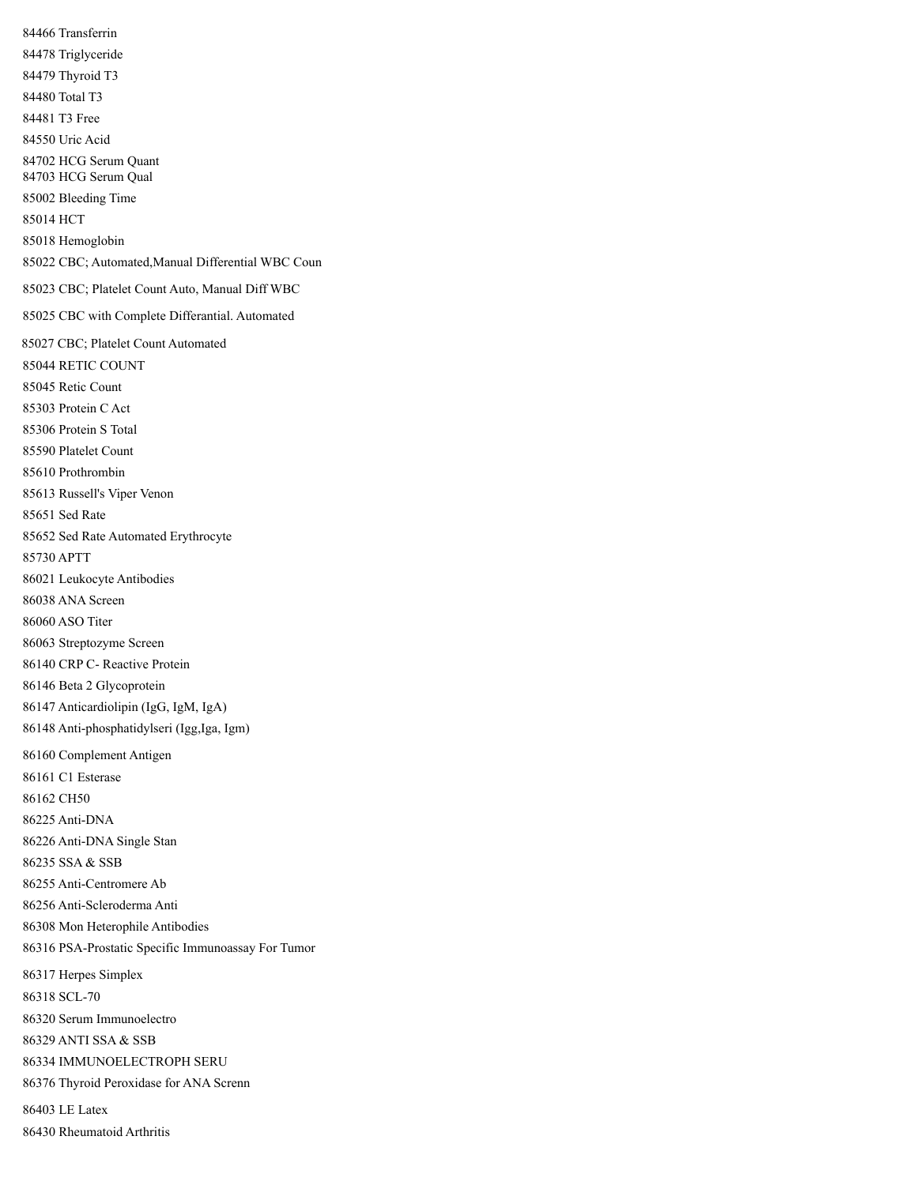84466 Transferrin

84478 Triglyceride

84479 Thyroid T3

84480 Total T3

84481 T3 Free

84550 Uric Acid

84702 HCG Serum Quant
84703 HCG Serum Qual

85002 Bleeding Time

85014 HCT

85018 Hemoglobin

85022 CBC; Automated,Manual Differential WBC Coun

85023 CBC; Platelet Count Auto, Manual Diff WBC

85025 CBC with Complete Differantial. Automated

85027 CBC; Platelet Count Automated

85044 RETIC COUNT

85045 Retic Count

85303 Protein C Act

85306 Protein S Total

85590 Platelet Count

85610 Prothrombin

85613 Russell's Viper Venon

85651 Sed Rate

85652 Sed Rate Automated Erythrocyte

85730 APTT

86021 Leukocyte Antibodies

86038 ANA Screen

86060 ASO Titer

86063 Streptozyme Screen

86140 CRP C- Reactive Protein

86146 Beta 2 Glycoprotein

86147 Anticardiolipin (IgG, IgM, IgA)

86148 Anti-phosphatidylseri (Igg,Iga, Igm)

86160 Complement Antigen

86161 C1 Esterase

86162 CH50

86225 Anti-DNA

86226 Anti-DNA Single Stan

86235 SSA & SSB

86255 Anti-Centromere Ab

86256 Anti-Scleroderma Anti

86308 Mon Heterophile Antibodies

86316 PSA-Prostatic Specific Immunoassay For Tumor

86317 Herpes Simplex

86318 SCL-70

86320 Serum Immunoelectro

86329 ANTI SSA & SSB

86334 IMMUNOELECTROPH SERU

86376 Thyroid Peroxidase for ANA Screnn

86403 LE Latex

86430 Rheumatoid Arthritis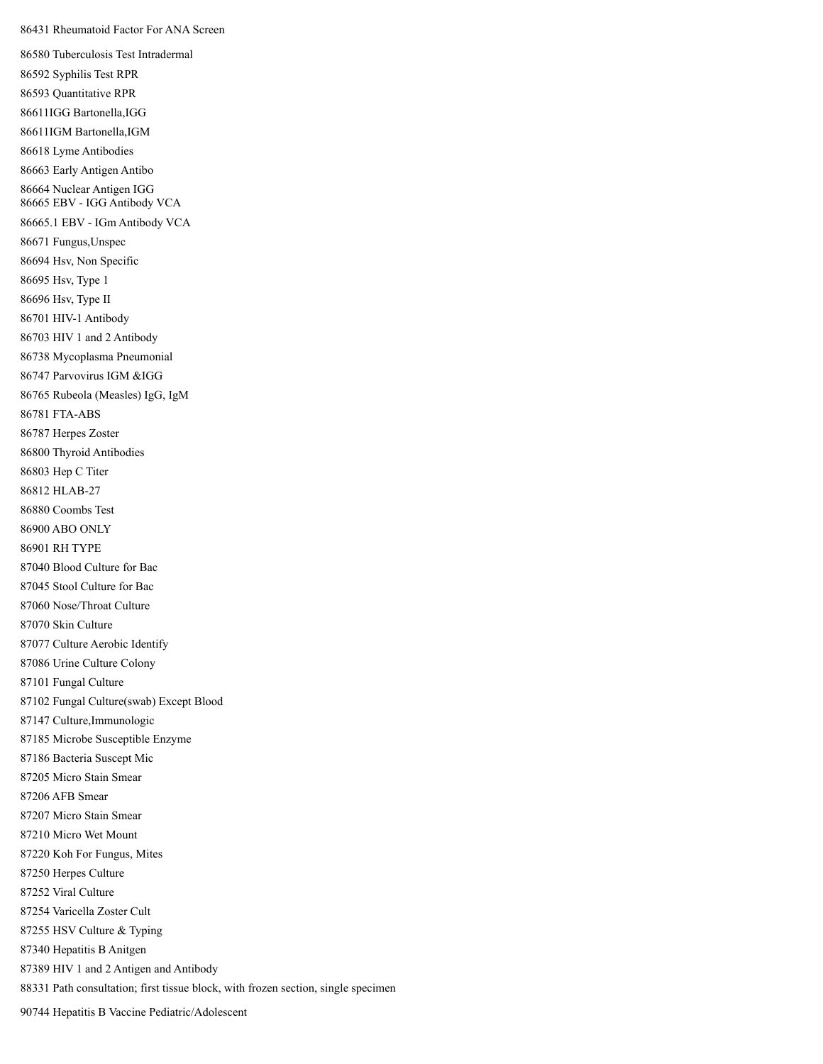86431 Rheumatoid Factor For ANA Screen

86580 Tuberculosis Test Intradermal

86592 Syphilis Test RPR

86593 Quantitative RPR

86611IGG Bartonella,IGG

86611IGM Bartonella,IGM

86618 Lyme Antibodies

86663 Early Antigen Antibo

86664 Nuclear Antigen IGG
86665 EBV - IGG Antibody VCA

86665.1 EBV - IGm Antibody VCA

86671 Fungus,Unspec

86694 Hsv, Non Specific

86695 Hsv, Type 1

86696 Hsv, Type II

86701 HIV-1 Antibody

86703 HIV 1 and 2 Antibody

86738 Mycoplasma Pneumonial

86747 Parvovirus IGM &IGG

86765 Rubeola (Measles) IgG, IgM

86781 FTA-ABS

86787 Herpes Zoster

86800 Thyroid Antibodies

86803 Hep C Titer

86812 HLAB-27

86880 Coombs Test

86900 ABO ONLY

86901 RH TYPE

87040 Blood Culture for Bac

87045 Stool Culture for Bac

87060 Nose/Throat Culture

87070 Skin Culture

87077 Culture Aerobic Identify

87086 Urine Culture Colony

87101 Fungal Culture

87102 Fungal Culture(swab) Except Blood

87147 Culture,Immunologic

87185 Microbe Susceptible Enzyme

87186 Bacteria Suscept Mic

87205 Micro Stain Smear

87206 AFB Smear

87207 Micro Stain Smear

87210 Micro Wet Mount

87220 Koh For Fungus, Mites

87250 Herpes Culture

87252 Viral Culture

87254 Varicella Zoster Cult

87255 HSV Culture & Typing

87340 Hepatitis B Anitgen

87389 HIV 1 and 2 Antigen and Antibody

88331 Path consultation; first tissue block, with frozen section, single specimen

90744 Hepatitis B Vaccine Pediatric/Adolescent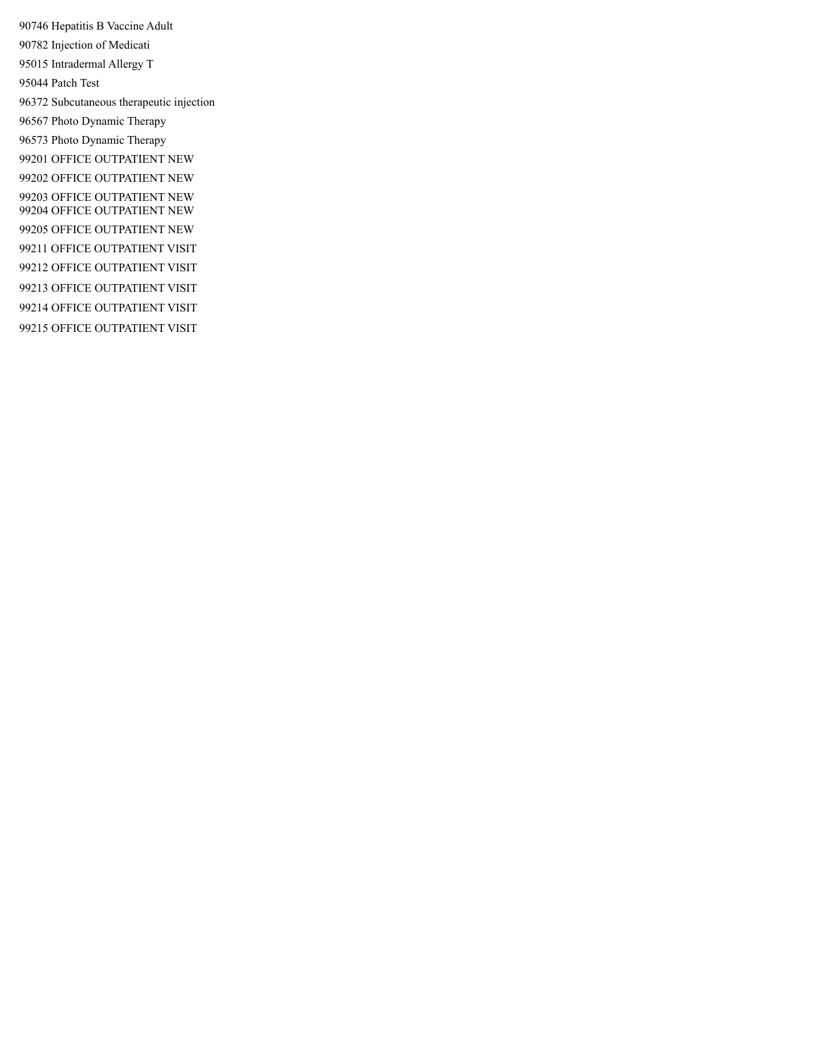90746 Hepatitis B Vaccine Adult

90782 Injection of Medicati

95015 Intradermal Allergy T

95044 Patch Test

96372 Subcutaneous therapeutic injection

96567 Photo Dynamic Therapy

96573 Photo Dynamic Therapy

99201 OFFICE OUTPATIENT NEW

99202 OFFICE OUTPATIENT NEW

99203 OFFICE OUTPATIENT NEW

99204 OFFICE OUTPATIENT NEW

99205 OFFICE OUTPATIENT NEW

99211 OFFICE OUTPATIENT VISIT

99212 OFFICE OUTPATIENT VISIT

99213 OFFICE OUTPATIENT VISIT

99214 OFFICE OUTPATIENT VISIT

99215 OFFICE OUTPATIENT VISIT